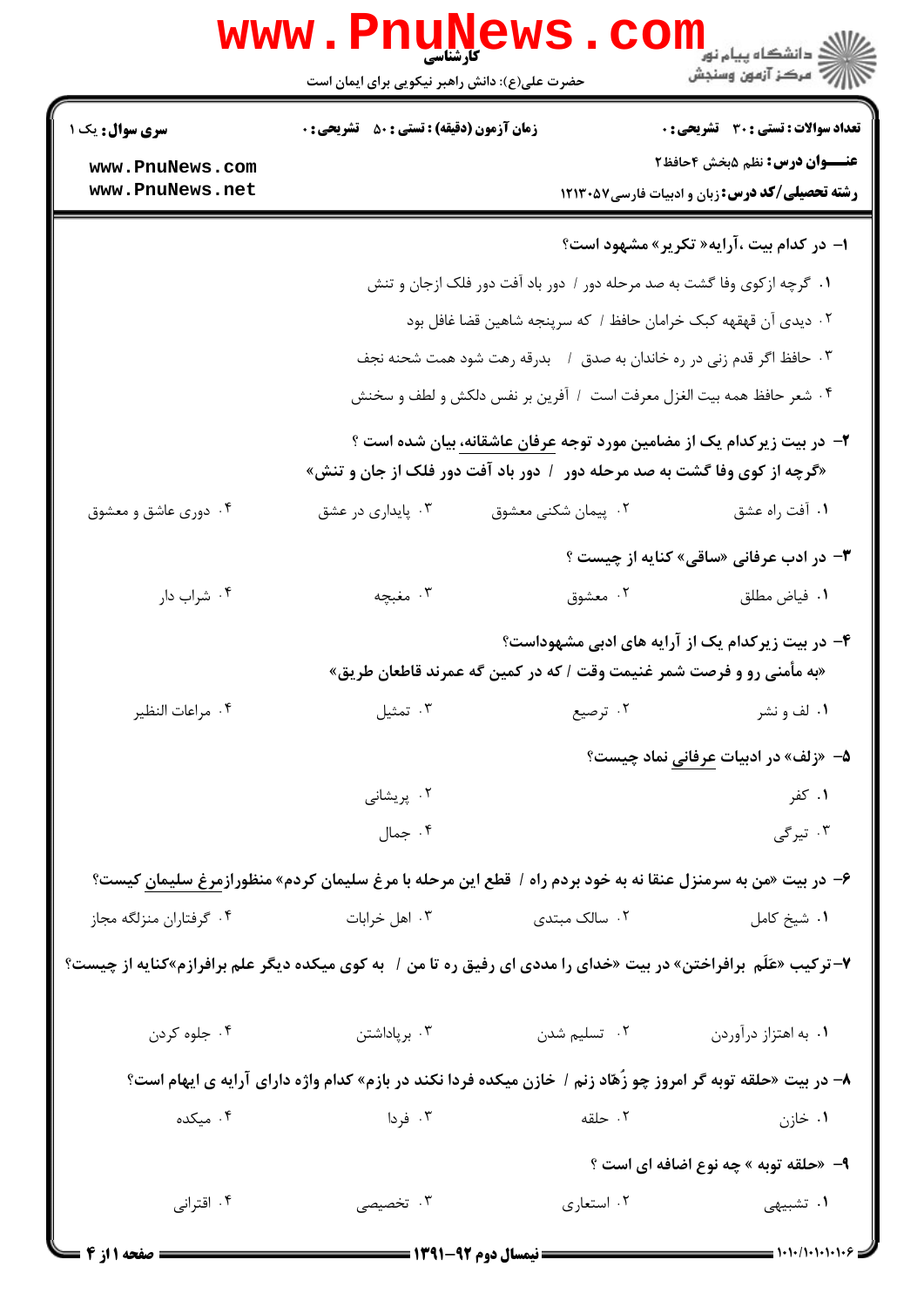کارشناسی

حضرت علی(ع): دانش راهبر نیکویی برای ایمان است

دانشگاه پیام نور
مرکز آزمون وسنجش

| سری سوال: یک ۱ | زمان آزمون (دقیقه) : تستی : ۵۰ تشریحی : ۰ | تعداد سوالات : تستی : ۳۰ تشریحی : ۰ |
|---|---|---|
| | | عنـــوان درس: نظم ۵بخش ۴حافظ۲ |
| | | رشته تحصیلی/کد درس: زبان و ادبیات فارسی۱۲۱۳۰۵۷ |

۱- در کدام بیت ،آرایه« تکریر» مشهود است؟

۱. گرچه ازکوی وفا گشت به صد مرحله دور / دور باد آفت دور فلک ازجان و تنش

۲. دیدی آن قهقهه کبک خرامان حافظ / که سرپنجه شاهین قضا غافل بود

۳. حافظ اگر قدم زنی در ره خاندان به صدق / بدرقه رهت شود همت شحنه نجف

۴. شعر حافظ همه بیت الغزل معرفت است / آفرین بر نفس دلکش و لطف و سخنش

۲- در بیت زیرکدام یک از مضامین مورد توجه عرفان عاشقانه، بیان شده است ؟

«گرچه از کوی وفا گشت به صد مرحله دور / دور باد آفت دور فلک از جان و تنش»

۱. آفت راه عشق
۲. پیمان شکنی معشوق
۳. پایداری در عشق
۴. دوری عاشق و معشوق

۳- در ادب عرفانی «ساقی» کنایه از چیست ؟

۱. فیاض مطلق
۲. معشوق
۳. مغبچه
۴. شراب دار

۴- در بیت زیرکدام یک از آرایه های ادبی مشهوداست؟

«به مأمنی رو و فرصت شمر غنیمت وقت / که در کمین گه عمرند قاطعان طریق»

۱. لف و نشر
۲. ترصیع
۳. تمثیل
۴. مراعات النظیر

۵- «زلف» در ادبیات عرفانی نماد چیست؟

۱. کفر
۲. پریشانی
۳. تیرگی
۴. جمال

۶- در بیت «من به سرمنزل عنقا نه به خود بردم راه / قطع این مرحله با مرغ سلیمان کردم» منظورازمرغ سلیمان کیست؟

۱. شیخ کامل
۲. سالک مبتدی
۳. اهل خرابات
۴. گرفتاران منزلگه مجاز

۷-ترکیب «عَلَم برافراختن» در بیت «خدای را مددی ای رفیق ره تا من / به کوی میکده دیگر علم برافرازم»کنایه از چیست؟

۱. به اهتزاز درآوردن
۲. تسلیم شدن
۳. برپاداشتن
۴. جلوه کردن

۸- در بیت «حلقه توبه گر امروز چو زُهّاد زنم / خازن میکده فردا نکند در بازم» کدام واژه دارای آرایه ی ایهام است؟

۱. خازن
۲. حلقه
۳. فردا
۴. میکده

۹- «حلقه توبه » چه نوع اضافه ای است ؟

۱. تشبیهی
۲. استعاری
۳. تخصیصی
۴. اقترانی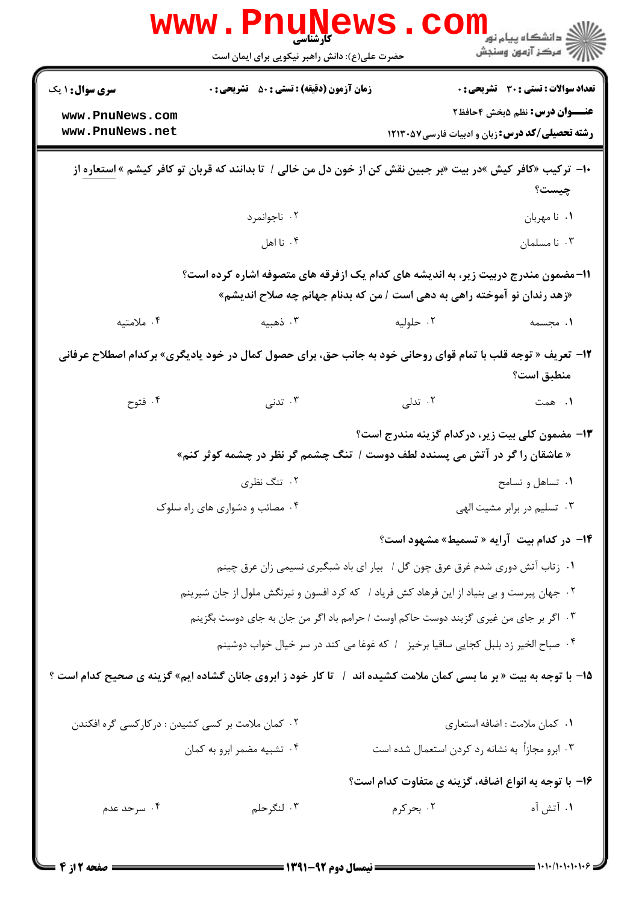۱۰- ترکیب «کافر کیش »در بیت «بر جبین نقش کن از خون دل من خالی / تا بدانند که قربان تو کافر کیشم » استعاره از چیست؟

۱. نا مهربان
۲. ناجوانمرد
۳. نا مسلمان
۴. نا اهل

۱۱- مضمون مندرج دربیت زیر، به اندیشه های کدام یک ازفرقه های متصوفه اشاره کرده است؟

«زهد رندان نو آموخته راهی به دهی است / من که بدنام جهانم چه صلاح اندیشم»

۱. مجسمه
۲. حلولیه
۳. ذهبیه
۴. ملامتیه

۱۲- تعریف « توجه قلب با تمام قوای روحانی خود به جانب حق، برای حصول کمال در خود یادیگری» برکدام اصطلاح عرفانی منطبق است؟

۱. همت
۲. تدلی
۳. تدنی
۴. فتوح

۱۳- مضمون کلی بیت زیر، درکدام گزینه مندرج است؟

« عاشقان را گر در آتش می پسندد لطف دوست / تنگ چشمم گر نظر در چشمه کوثر کنم»

۱. تساهل و تسامح
۲. تنگ نظری
۳. تسلیم در برابر مشیت الهی
۴. مصائب و دشواری های راه سلوک

۱۴- در کدام بیت آرایه « تسمیط» مشهود است؟

۱. زتاب آتش دوری شدم غرق عرق چون گل / بیار ای باد شبگیری نسیمی زان عرق چینم
۲. جهان پیرست و بی بنیاد از این فرهاد کش فریاد / که کرد افسون و نیرنگش ملول از جان شیرینم
۳. اگر بر جای من غیری گزیند دوست حاکم اوست / حرامم باد اگر من جان به جای دوست بگزینم
۴. صباح الخیر زد بلبل کجایی ساقیا برخیز / که غوغا می کند در سر خیال خواب دوشینم

۱۵- با توجه به بیت « بر ما بسی کمان ملامت کشیده اند / تا کار خود ز ابروی جانان گشاده ایم» گزینه ی صحیح کدام است ؟

۱. کمان ملامت : اضافه استعاری
۲. کمان ملامت بر کسی کشیدن : درکارکسی گره افکندن
۳. ابرو مجازاً به نشانه رد کردن استعمال شده است
۴. تشبیه مضمر ابرو به کمان

۱۶- با توجه به انواع اضافه، گزینه ی متفاوت کدام است؟

۱. آتش آه
۲. بحرکرم
۳. لنگرحلم
۴. سرحد عدم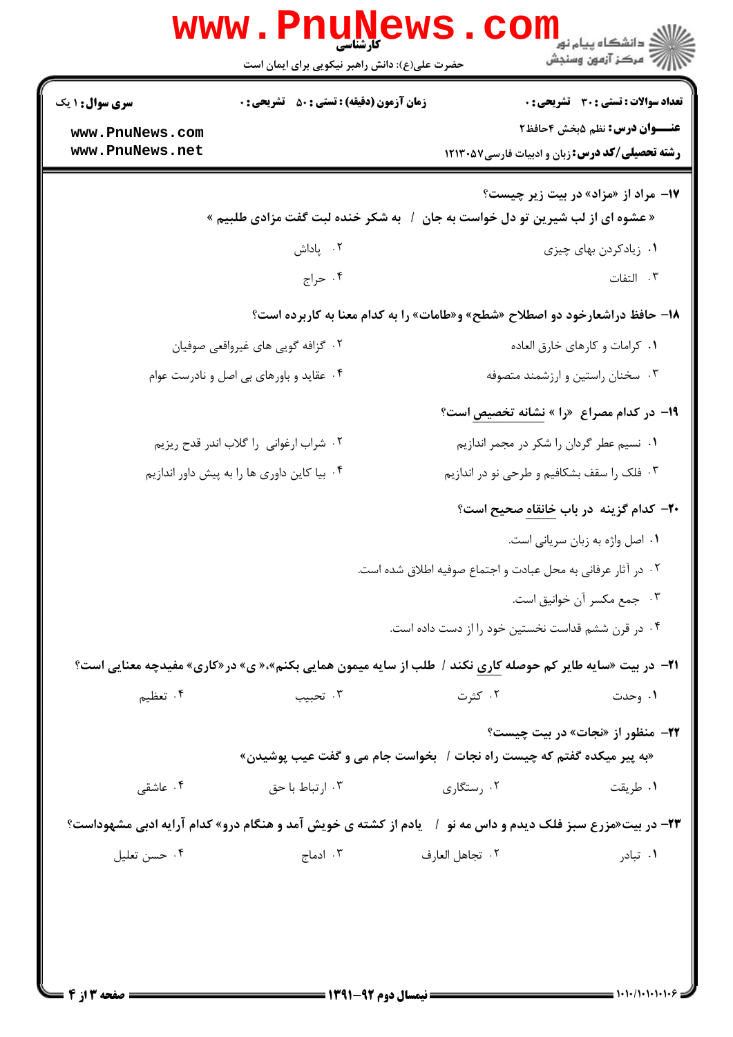**۱۷- مراد از «مزاد» در بیت زیر چیست؟**

« عشوه ای از لب شیرین تو دل خواست به جان / به شکر خنده لبت گفت مزادی طلبیم »

۱. زیادکردن بهای چیزی

۲. پاداش

۳. التفات

۴. حراج

**۱۸- حافظ دراشعارخود دو اصطلاح «شطح» و«طامات» را به کدام معنا به کاربرده است؟**

۱. کرامات و کارهای خارق العاده

۲. گزافه گویی های غیرواقعی صوفیان

۳. سخنان راستین و ارزشمند متصوفه

۴. عقاید و باورهای بی اصل و نادرست عوام

**۱۹- در کدام مصراع «را» نشانه تخصیص است؟**

۱. نسیم عطر گردان را شکر در مجمر اندازیم

۲. شراب ارغوانی را گلاب اندر قدح ریزیم

۳. فلک را سقف بشکافیم و طرحی نو در اندازیم

۴. بیا کاین داوری ها را به پیش داور اندازیم

**۲۰- کدام گزینه در باب خانقاه صحیح است؟**

۱. اصل واژه به زبان سریانی است.

۲. در آثار عرفانی به محل عبادت و اجتماع صوفیه اطلاق شده است.

۳. جمع مکسر آن خوانیق است.

۴. در قرن ششم قداست نخستین خود را از دست داده است.

**۲۱- در بیت «سایه طایر کم حوصله کاری نکند / طلب از سایه میمون همایی بکنم»،« ی» در«کاری» مفیدچه معنایی است؟**

۱. وحدت

۲. کثرت

۳. تحبیب

۴. تعظیم

**۲۲- منظور از «نجات» در بیت چیست؟**

«به پیر میکده گفتم که چیست راه نجات / بخواست جام می و گفت عیب پوشیدن»

۱. طریقت

۲. رستگاری

۳. ارتباط با حق

۴. عاشقی

**۲۳- در بیت«مزرع سبز فلک دیدم و داس مه نو / یادم از کشته ی خویش آمد و هنگام درو» کدام آرایه ادبی مشهوداست؟**

۱. تبادر

۲. تجاهل العارف

۳. ادماج

۴. حسن تعلیل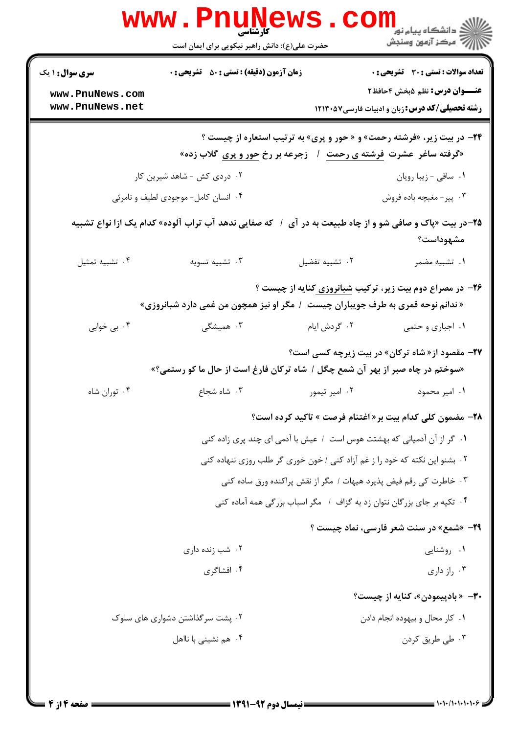۲۴- در بیت زیر، «فرشته رحمت» و « حور و پری» به ترتیب استعاره از چیست ؟

«گرفته ساغر عشرت فرشته ی رحمت / زجرعه بر رخ حور و پری گلاب زده»

۱. ساقی - زیبا رویان
۲. دردی کش - شاهد شیرین کار
۳. پیر- مغبچه باده فروش
۴. انسان کامل- موجودی لطیف و نامرئی

۲۵-در بیت «پاک و صافی شو و از چاه طبیعت به در آی / که صفایی ندهد آب تراب آلوده» کدام یک ازا نواع تشبیه مشهوداست؟

۱. تشبیه مضمر
۲. تشبیه تفضیل
۳. تشبیه تسویه
۴. تشبیه تمثیل

۲۶- در مصراع دوم بیت زیر، ترکیب شبانروزی کنایه از چیست ؟

« ندانم نوحه قمری به طرف جویباران چیست / مگر او نیز همچون من غمی دارد شبانروزی»

۱. اجباری و حتمی
۲. گردش ایام
۳. همیشگی
۴. بی خوابی

۲۷- مقصود از« شاه ترکان» در بیت زیرچه کسی است؟

«سوختم در چاه صبر از بهر آن شمع چگل / شاه ترکان فارغ است از حال ما کو رستمی؟»

۱. امیر محمود
۲. امیر تیمور
۳. شاه شجاع
۴. توران شاه

۲۸- مضمون کلی کدام بیت بر« اغتنام فرصت » تاکید کرده است؟

۱. گر از آن آدمیانی که بهشتت هوس است / عیش با آدمی ای چند پری زاده کنی
۲. بشنو این نکته که خود را ز غم آزاد کنی / خون خوری گر طلب روزی ننهاده کنی
۳. خاطرت کی رقم فیض پذیرد هیهات / مگر از نقش پراکنده ورق ساده کنی
۴. تکیه بر جای بزرگان نتوان زد به گزاف / مگر اسباب بزرگی همه آماده کنی

۲۹- «شمع» در سنت شعر فارسی، نماد چیست ؟

۱. روشنایی
۲. شب زنده داری
۳. راز داری
۴. افشاگری

۳۰- « بادپیمودن»، کنایه از چیست؟

۱. کار محال و بیهوده انجام دادن
۲. پشت سرگذاشتن دشواری های سلوک
۳. طی طریق کردن
۴. هم نشینی با نااهل